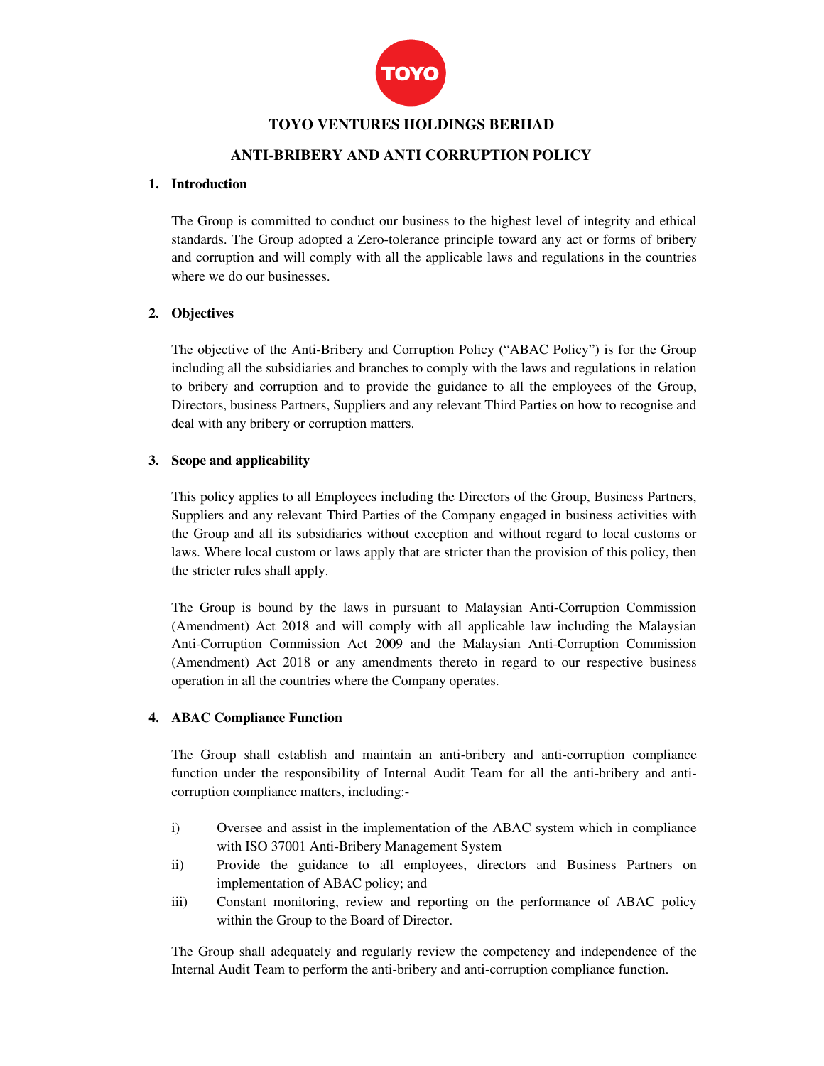# TOYO VENTURES HOLDINGS BERHAD

## ANTI-BRIBERY AND ANTI CORRUPTION POLICY

### 1. Introduction

The Group is committed to conduct our business to the highest level of integrity and ethical standards. The Group adopted a Zero-tolerance principle toward any act or forms of bribery and corruption and will comply with all the applicable laws and regulations in the countries where we do our businesses.

### 2. Objectives

The objective of the Anti-Bribery and Corruption Policy ("ABAC Policy") is for the Group including all the subsidiaries and branches to comply with the laws and regulations in relation to bribery and corruption and to provide the guidance to all the employees of the Group, Directors, business Partners, Suppliers and any relevant Third Parties on how to recognise and deal with any bribery or corruption matters.

### 3. Scope and applicability

This policy applies to all Employees including the Directors of the Group, Business Partners, Suppliers and any relevant Third Parties of the Company engaged in business activities with the Group and all its subsidiaries without exception and without regard to local customs or laws. Where local custom or laws apply that are stricter than the provision of this policy, then the stricter rules shall apply.

The Group is bound by the laws in pursuant to Malaysian Anti-Corruption Commission (Amendment) Act 2018 and will comply with all applicable law including the Malaysian Anti-Corruption Commission Act 2009 and the Malaysian Anti-Corruption Commission (Amendment) Act 2018 or any amendments thereto in regard to our respective business operation in all the countries where the Company operates.

### 4. ABAC Compliance Function

The Group shall establish and maintain an anti-bribery and anti-corruption compliance function under the responsibility of Internal Audit Team for all the anti-bribery and anti-corruption compliance matters, including:-

i) Oversee and assist in the implementation of the ABAC system which in compliance with ISO 37001 Anti-Bribery Management System

ii) Provide the guidance to all employees, directors and Business Partners on implementation of ABAC policy; and

iii) Constant monitoring, review and reporting on the performance of ABAC policy within the Group to the Board of Director.

The Group shall adequately and regularly review the competency and independence of the Internal Audit Team to perform the anti-bribery and anti-corruption compliance function.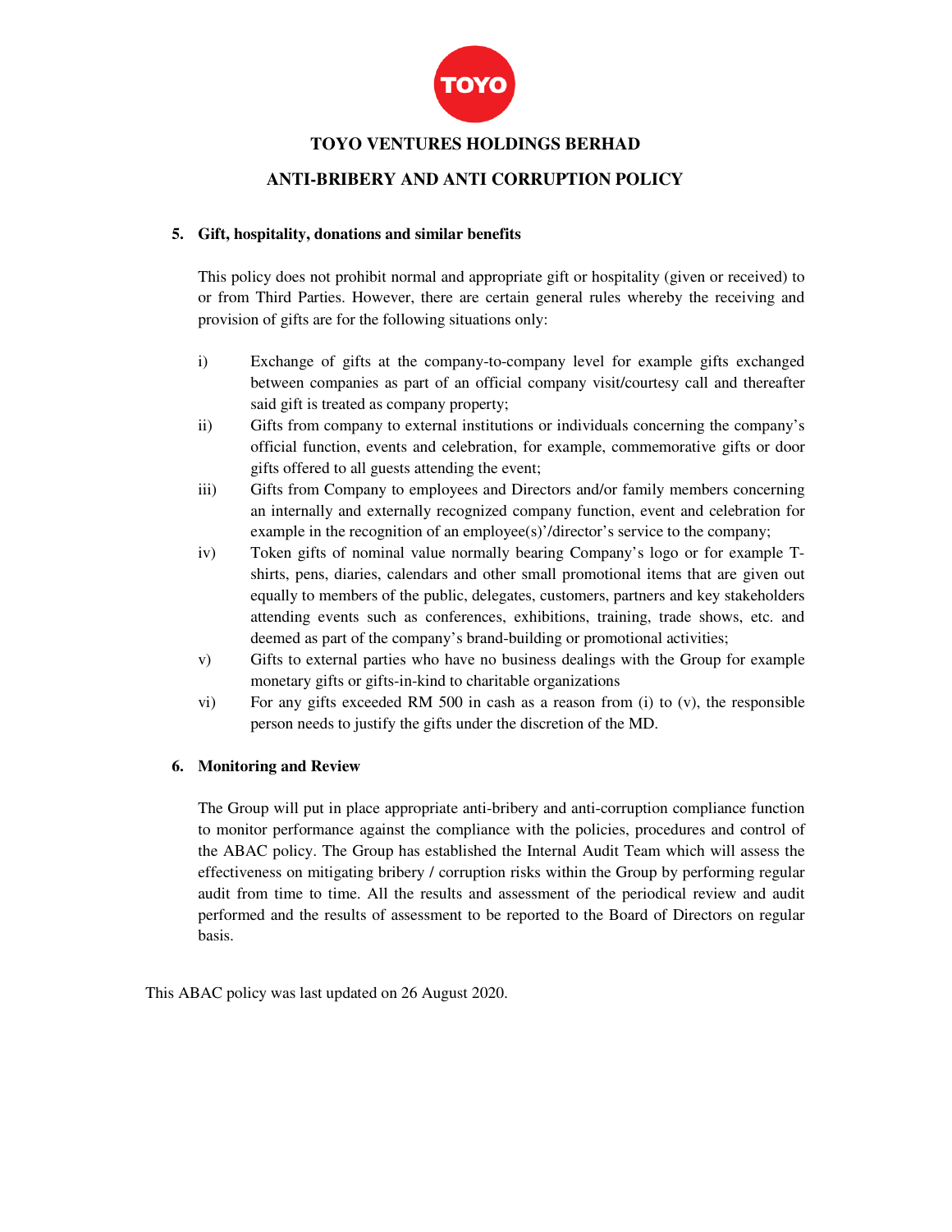# TOYO VENTURES HOLDINGS BERHAD

## ANTI-BRIBERY AND ANTI CORRUPTION POLICY

### 5. Gift, hospitality, donations and similar benefits

This policy does not prohibit normal and appropriate gift or hospitality (given or received) to or from Third Parties. However, there are certain general rules whereby the receiving and provision of gifts are for the following situations only:

i) Exchange of gifts at the company-to-company level for example gifts exchanged between companies as part of an official company visit/courtesy call and thereafter said gift is treated as company property;

ii) Gifts from company to external institutions or individuals concerning the company's official function, events and celebration, for example, commemorative gifts or door gifts offered to all guests attending the event;

iii) Gifts from Company to employees and Directors and/or family members concerning an internally and externally recognized company function, event and celebration for example in the recognition of an employee(s)'/director's service to the company;

iv) Token gifts of nominal value normally bearing Company's logo or for example T-shirts, pens, diaries, calendars and other small promotional items that are given out equally to members of the public, delegates, customers, partners and key stakeholders attending events such as conferences, exhibitions, training, trade shows, etc. and deemed as part of the company's brand-building or promotional activities;

v) Gifts to external parties who have no business dealings with the Group for example monetary gifts or gifts-in-kind to charitable organizations

vi) For any gifts exceeded RM 500 in cash as a reason from (i) to (v), the responsible person needs to justify the gifts under the discretion of the MD.

### 6. Monitoring and Review

The Group will put in place appropriate anti-bribery and anti-corruption compliance function to monitor performance against the compliance with the policies, procedures and control of the ABAC policy. The Group has established the Internal Audit Team which will assess the effectiveness on mitigating bribery / corruption risks within the Group by performing regular audit from time to time. All the results and assessment of the periodical review and audit performed and the results of assessment to be reported to the Board of Directors on regular basis.

This ABAC policy was last updated on 26 August 2020.